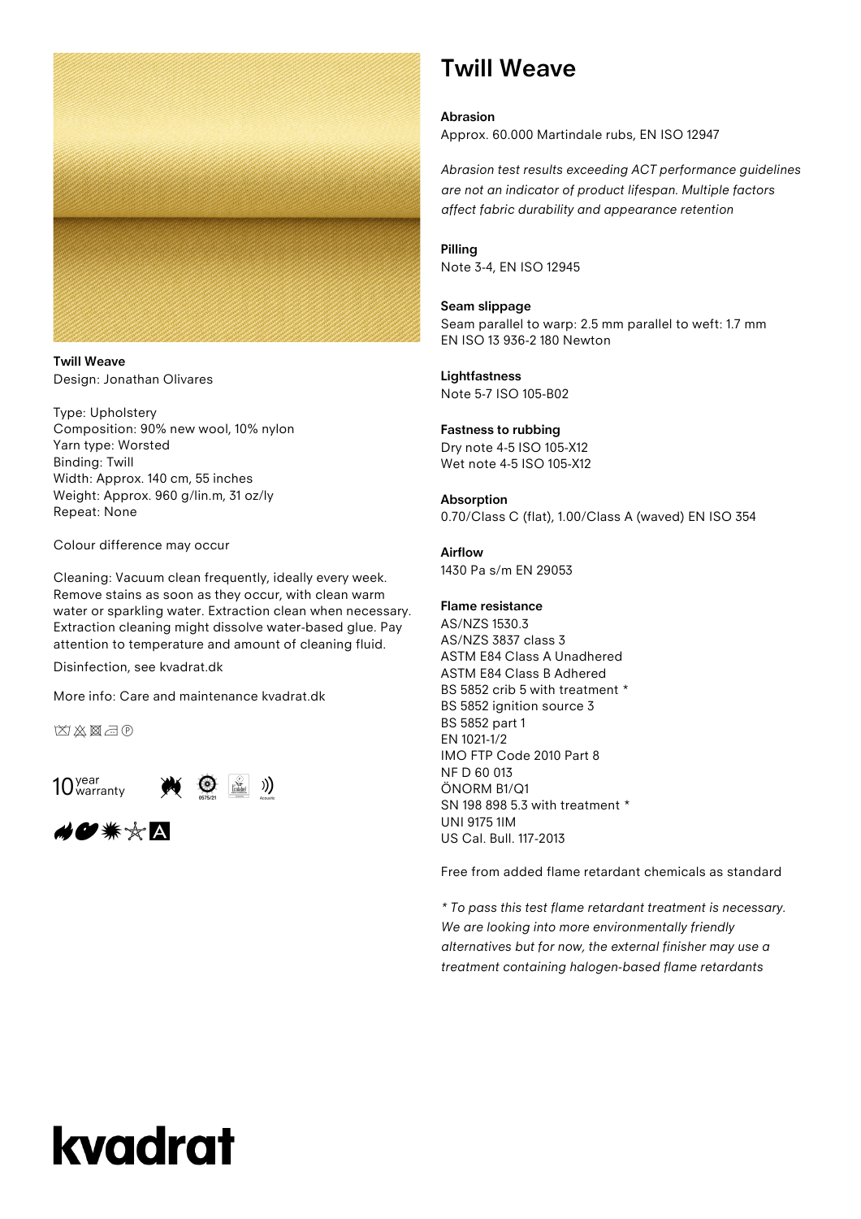**Twill Weave**
Design: Jonathan Olivares

Type: Upholstery
Composition: 90% new wool, 10% nylon
Yarn type: Worsted
Binding: Twill
Width: Approx. 140 cm, 55 inches
Weight: Approx. 960 g/lin.m, 31 oz/ly
Repeat: None

Colour difference may occur

Cleaning: Vacuum clean frequently, ideally every week. Remove stains as soon as they occur, with clean warm water or sparkling water. Extraction clean when necessary. Extraction cleaning might dissolve water-based glue. Pay attention to temperature and amount of cleaning fluid.

Disinfection, see kvadrat.dk

More info: Care and maintenance kvadrat.dk

10 year warranty

# Twill Weave

**Abrasion**
Approx. 60.000 Martindale rubs, EN ISO 12947

*Abrasion test results exceeding ACT performance guidelines are not an indicator of product lifespan. Multiple factors affect fabric durability and appearance retention*

**Pilling**
Note 3-4, EN ISO 12945

**Seam slippage**
Seam parallel to warp: 2.5 mm parallel to weft: 1.7 mm
EN ISO 13 936-2 180 Newton

**Lightfastness**
Note 5-7 ISO 105-B02

**Fastness to rubbing**
Dry note 4-5 ISO 105-X12
Wet note 4-5 ISO 105-X12

**Absorption**
0.70/Class C (flat), 1.00/Class A (waved) EN ISO 354

**Airflow**
1430 Pa s/m EN 29053

**Flame resistance**
AS/NZS 1530.3
AS/NZS 3837 class 3
ASTM E84 Class A Unadhered
ASTM E84 Class B Adhered
BS 5852 crib 5 with treatment *
BS 5852 ignition source 3
BS 5852 part 1
EN 1021-1/2
IMO FTP Code 2010 Part 8
NF D 60 013
ÖNORM B1/Q1
SN 198 898 5.3 with treatment *
UNI 9175 1IM
US Cal. Bull. 117-2013

Free from added flame retardant chemicals as standard

*\* To pass this test flame retardant treatment is necessary. We are looking into more environmentally friendly alternatives but for now, the external finisher may use a treatment containing halogen-based flame retardants*

kvadrat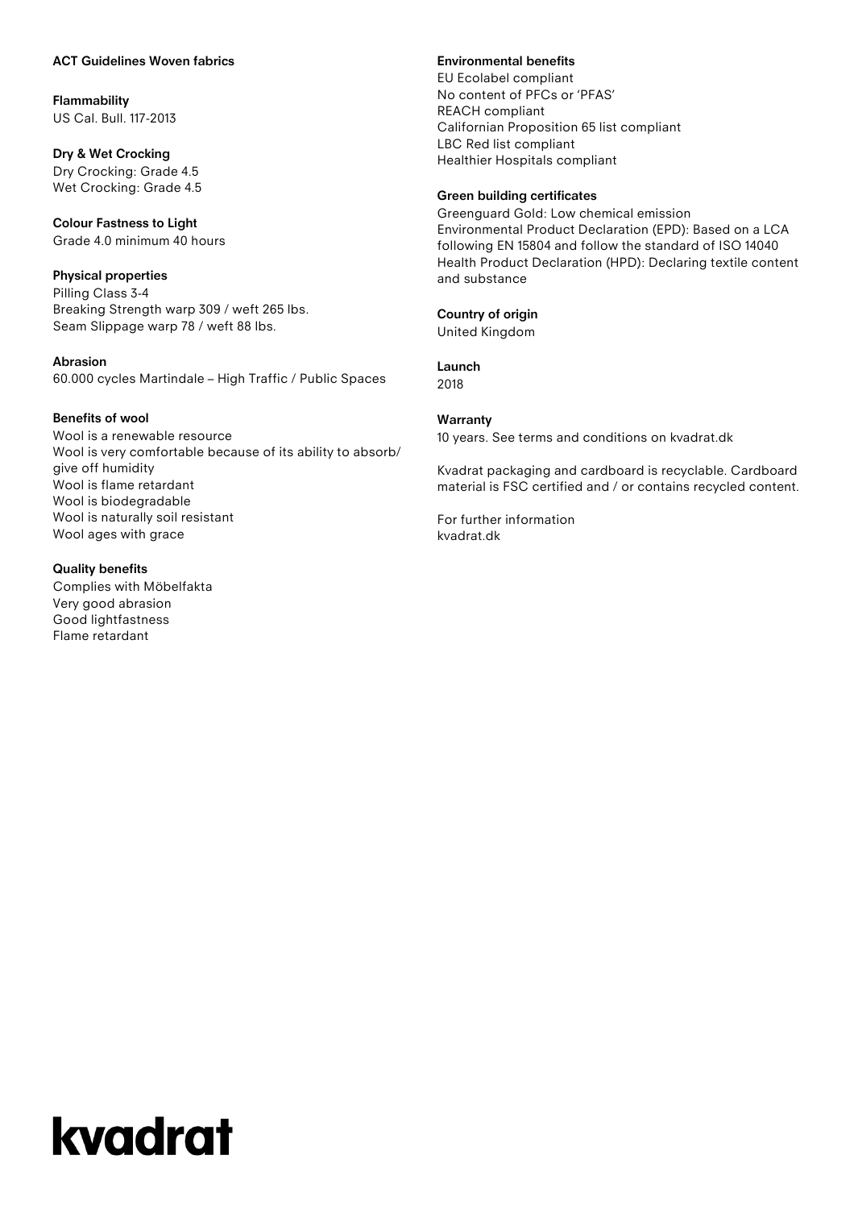**ACT Guidelines Woven fabrics**

**Flammability**
US Cal. Bull. 117-2013

**Dry & Wet Crocking**
Dry Crocking: Grade 4.5
Wet Crocking: Grade 4.5

**Colour Fastness to Light**
Grade 4.0 minimum 40 hours

**Physical properties**
Pilling Class 3-4
Breaking Strength warp 309 / weft 265 lbs.
Seam Slippage warp 78 / weft 88 lbs.

**Abrasion**
60.000 cycles Martindale – High Traffic / Public Spaces

**Benefits of wool**
Wool is a renewable resource
Wool is very comfortable because of its ability to absorb/give off humidity
Wool is flame retardant
Wool is biodegradable
Wool is naturally soil resistant
Wool ages with grace

**Quality benefits**
Complies with Möbelfakta
Very good abrasion
Good lightfastness
Flame retardant

**Environmental benefits**
EU Ecolabel compliant
No content of PFCs or 'PFAS'
REACH compliant
Californian Proposition 65 list compliant
LBC Red list compliant
Healthier Hospitals compliant

**Green building certificates**
Greenguard Gold: Low chemical emission
Environmental Product Declaration (EPD): Based on a LCA following EN 15804 and follow the standard of ISO 14040
Health Product Declaration (HPD): Declaring textile content and substance

**Country of origin**
United Kingdom

**Launch**
2018

**Warranty**
10 years. See terms and conditions on kvadrat.dk

Kvadrat packaging and cardboard is recyclable. Cardboard material is FSC certified and / or contains recycled content.

For further information
kvadrat.dk

kvadrat